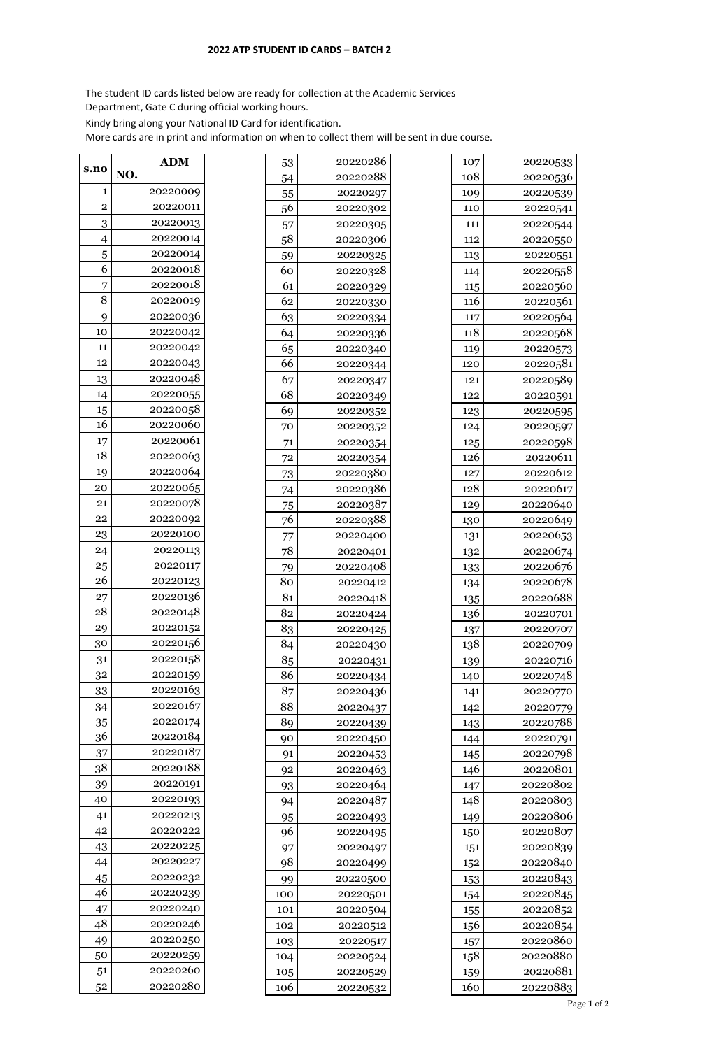### 2022 ATP STUDENT ID CARDS – BATCH 2

The student ID cards listed below are ready for collection at the Academic Services Department, Gate C during official working hours.

Kindy bring along your National ID Card for identification.

More cards are in print and information on when to collect them will be sent in due course.

| s.no | ADM NO. |
|---|---|
| 1 | 20220009 |
| 2 | 20220011 |
| 3 | 20220013 |
| 4 | 20220014 |
| 5 | 20220014 |
| 6 | 20220018 |
| 7 | 20220018 |
| 8 | 20220019 |
| 9 | 20220036 |
| 10 | 20220042 |
| 11 | 20220042 |
| 12 | 20220043 |
| 13 | 20220048 |
| 14 | 20220055 |
| 15 | 20220058 |
| 16 | 20220060 |
| 17 | 20220061 |
| 18 | 20220063 |
| 19 | 20220064 |
| 20 | 20220065 |
| 21 | 20220078 |
| 22 | 20220092 |
| 23 | 20220100 |
| 24 | 20220113 |
| 25 | 20220117 |
| 26 | 20220123 |
| 27 | 20220136 |
| 28 | 20220148 |
| 29 | 20220152 |
| 30 | 20220156 |
| 31 | 20220158 |
| 32 | 20220159 |
| 33 | 20220163 |
| 34 | 20220167 |
| 35 | 20220174 |
| 36 | 20220184 |
| 37 | 20220187 |
| 38 | 20220188 |
| 39 | 20220191 |
| 40 | 20220193 |
| 41 | 20220213 |
| 42 | 20220222 |
| 43 | 20220225 |
| 44 | 20220227 |
| 45 | 20220232 |
| 46 | 20220239 |
| 47 | 20220240 |
| 48 | 20220246 |
| 49 | 20220250 |
| 50 | 20220259 |
| 51 | 20220260 |
| 52 | 20220280 |
| 53 | 20220286 |
| 54 | 20220288 |
| 55 | 20220297 |
| 56 | 20220302 |
| 57 | 20220305 |
| 58 | 20220306 |
| 59 | 20220325 |
| 60 | 20220328 |
| 61 | 20220329 |
| 62 | 20220330 |
| 63 | 20220334 |
| 64 | 20220336 |
| 65 | 20220340 |
| 66 | 20220344 |
| 67 | 20220347 |
| 68 | 20220349 |
| 69 | 20220352 |
| 70 | 20220352 |
| 71 | 20220354 |
| 72 | 20220354 |
| 73 | 20220380 |
| 74 | 20220386 |
| 75 | 20220387 |
| 76 | 20220388 |
| 77 | 20220400 |
| 78 | 20220401 |
| 79 | 20220408 |
| 80 | 20220412 |
| 81 | 20220418 |
| 82 | 20220424 |
| 83 | 20220425 |
| 84 | 20220430 |
| 85 | 20220431 |
| 86 | 20220434 |
| 87 | 20220436 |
| 88 | 20220437 |
| 89 | 20220439 |
| 90 | 20220450 |
| 91 | 20220453 |
| 92 | 20220463 |
| 93 | 20220464 |
| 94 | 20220487 |
| 95 | 20220493 |
| 96 | 20220495 |
| 97 | 20220497 |
| 98 | 20220499 |
| 99 | 20220500 |
| 100 | 20220501 |
| 101 | 20220504 |
| 102 | 20220512 |
| 103 | 20220517 |
| 104 | 20220524 |
| 105 | 20220529 |
| 106 | 20220532 |
| 107 | 20220533 |
| 108 | 20220536 |
| 109 | 20220539 |
| 110 | 20220541 |
| 111 | 20220544 |
| 112 | 20220550 |
| 113 | 20220551 |
| 114 | 20220558 |
| 115 | 20220560 |
| 116 | 20220561 |
| 117 | 20220564 |
| 118 | 20220568 |
| 119 | 20220573 |
| 120 | 20220581 |
| 121 | 20220589 |
| 122 | 20220591 |
| 123 | 20220595 |
| 124 | 20220597 |
| 125 | 20220598 |
| 126 | 20220611 |
| 127 | 20220612 |
| 128 | 20220617 |
| 129 | 20220640 |
| 130 | 20220649 |
| 131 | 20220653 |
| 132 | 20220674 |
| 133 | 20220676 |
| 134 | 20220678 |
| 135 | 20220688 |
| 136 | 20220701 |
| 137 | 20220707 |
| 138 | 20220709 |
| 139 | 20220716 |
| 140 | 20220748 |
| 141 | 20220770 |
| 142 | 20220779 |
| 143 | 20220788 |
| 144 | 20220791 |
| 145 | 20220798 |
| 146 | 20220801 |
| 147 | 20220802 |
| 148 | 20220803 |
| 149 | 20220806 |
| 150 | 20220807 |
| 151 | 20220839 |
| 152 | 20220840 |
| 153 | 20220843 |
| 154 | 20220845 |
| 155 | 20220852 |
| 156 | 20220854 |
| 157 | 20220860 |
| 158 | 20220880 |
| 159 | 20220881 |
| 160 | 20220883 |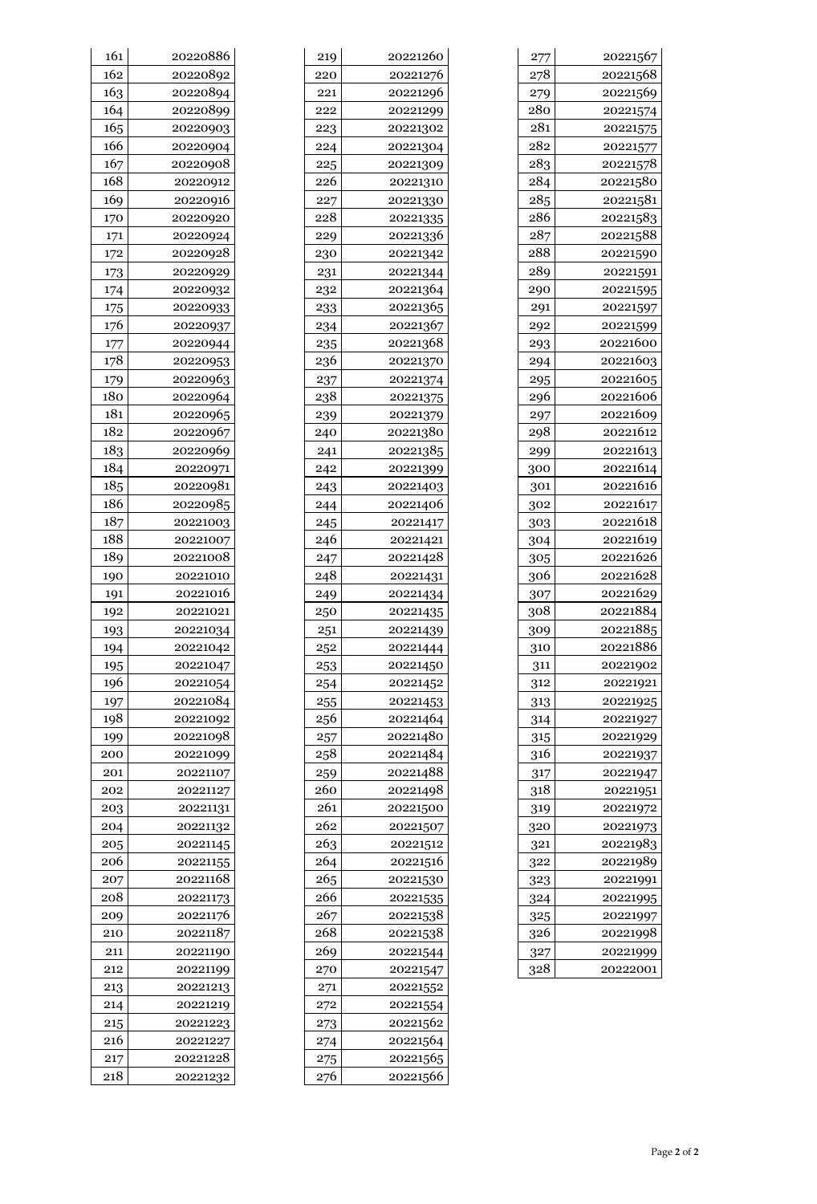| | |
|---|---|
| 161 | 20220886 |
| 162 | 20220892 |
| 163 | 20220894 |
| 164 | 20220899 |
| 165 | 20220903 |
| 166 | 20220904 |
| 167 | 20220908 |
| 168 | 20220912 |
| 169 | 20220916 |
| 170 | 20220920 |
| 171 | 20220924 |
| 172 | 20220928 |
| 173 | 20220929 |
| 174 | 20220932 |
| 175 | 20220933 |
| 176 | 20220937 |
| 177 | 20220944 |
| 178 | 20220953 |
| 179 | 20220963 |
| 180 | 20220964 |
| 181 | 20220965 |
| 182 | 20220967 |
| 183 | 20220969 |
| 184 | 20220971 |
| 185 | 20220981 |
| 186 | 20220985 |
| 187 | 20221003 |
| 188 | 20221007 |
| 189 | 20221008 |
| 190 | 20221010 |
| 191 | 20221016 |
| 192 | 20221021 |
| 193 | 20221034 |
| 194 | 20221042 |
| 195 | 20221047 |
| 196 | 20221054 |
| 197 | 20221084 |
| 198 | 20221092 |
| 199 | 20221098 |
| 200 | 20221099 |
| 201 | 20221107 |
| 202 | 20221127 |
| 203 | 20221131 |
| 204 | 20221132 |
| 205 | 20221145 |
| 206 | 20221155 |
| 207 | 20221168 |
| 208 | 20221173 |
| 209 | 20221176 |
| 210 | 20221187 |
| 211 | 20221190 |
| 212 | 20221199 |
| 213 | 20221213 |
| 214 | 20221219 |
| 215 | 20221223 |
| 216 | 20221227 |
| 217 | 20221228 |
| 218 | 20221232 |
| 219 | 20221260 |
| 220 | 20221276 |
| 221 | 20221296 |
| 222 | 20221299 |
| 223 | 20221302 |
| 224 | 20221304 |
| 225 | 20221309 |
| 226 | 20221310 |
| 227 | 20221330 |
| 228 | 20221335 |
| 229 | 20221336 |
| 230 | 20221342 |
| 231 | 20221344 |
| 232 | 20221364 |
| 233 | 20221365 |
| 234 | 20221367 |
| 235 | 20221368 |
| 236 | 20221370 |
| 237 | 20221374 |
| 238 | 20221375 |
| 239 | 20221379 |
| 240 | 20221380 |
| 241 | 20221385 |
| 242 | 20221399 |
| 243 | 20221403 |
| 244 | 20221406 |
| 245 | 20221417 |
| 246 | 20221421 |
| 247 | 20221428 |
| 248 | 20221431 |
| 249 | 20221434 |
| 250 | 20221435 |
| 251 | 20221439 |
| 252 | 20221444 |
| 253 | 20221450 |
| 254 | 20221452 |
| 255 | 20221453 |
| 256 | 20221464 |
| 257 | 20221480 |
| 258 | 20221484 |
| 259 | 20221488 |
| 260 | 20221498 |
| 261 | 20221500 |
| 262 | 20221507 |
| 263 | 20221512 |
| 264 | 20221516 |
| 265 | 20221530 |
| 266 | 20221535 |
| 267 | 20221538 |
| 268 | 20221538 |
| 269 | 20221544 |
| 270 | 20221547 |
| 271 | 20221552 |
| 272 | 20221554 |
| 273 | 20221562 |
| 274 | 20221564 |
| 275 | 20221565 |
| 276 | 20221566 |
| 277 | 20221567 |
| 278 | 20221568 |
| 279 | 20221569 |
| 280 | 20221574 |
| 281 | 20221575 |
| 282 | 20221577 |
| 283 | 20221578 |
| 284 | 20221580 |
| 285 | 20221581 |
| 286 | 20221583 |
| 287 | 20221588 |
| 288 | 20221590 |
| 289 | 20221591 |
| 290 | 20221595 |
| 291 | 20221597 |
| 292 | 20221599 |
| 293 | 20221600 |
| 294 | 20221603 |
| 295 | 20221605 |
| 296 | 20221606 |
| 297 | 20221609 |
| 298 | 20221612 |
| 299 | 20221613 |
| 300 | 20221614 |
| 301 | 20221616 |
| 302 | 20221617 |
| 303 | 20221618 |
| 304 | 20221619 |
| 305 | 20221626 |
| 306 | 20221628 |
| 307 | 20221629 |
| 308 | 20221884 |
| 309 | 20221885 |
| 310 | 20221886 |
| 311 | 20221902 |
| 312 | 20221921 |
| 313 | 20221925 |
| 314 | 20221927 |
| 315 | 20221929 |
| 316 | 20221937 |
| 317 | 20221947 |
| 318 | 20221951 |
| 319 | 20221972 |
| 320 | 20221973 |
| 321 | 20221983 |
| 322 | 20221989 |
| 323 | 20221991 |
| 324 | 20221995 |
| 325 | 20221997 |
| 326 | 20221998 |
| 327 | 20221999 |
| 328 | 20222001 |